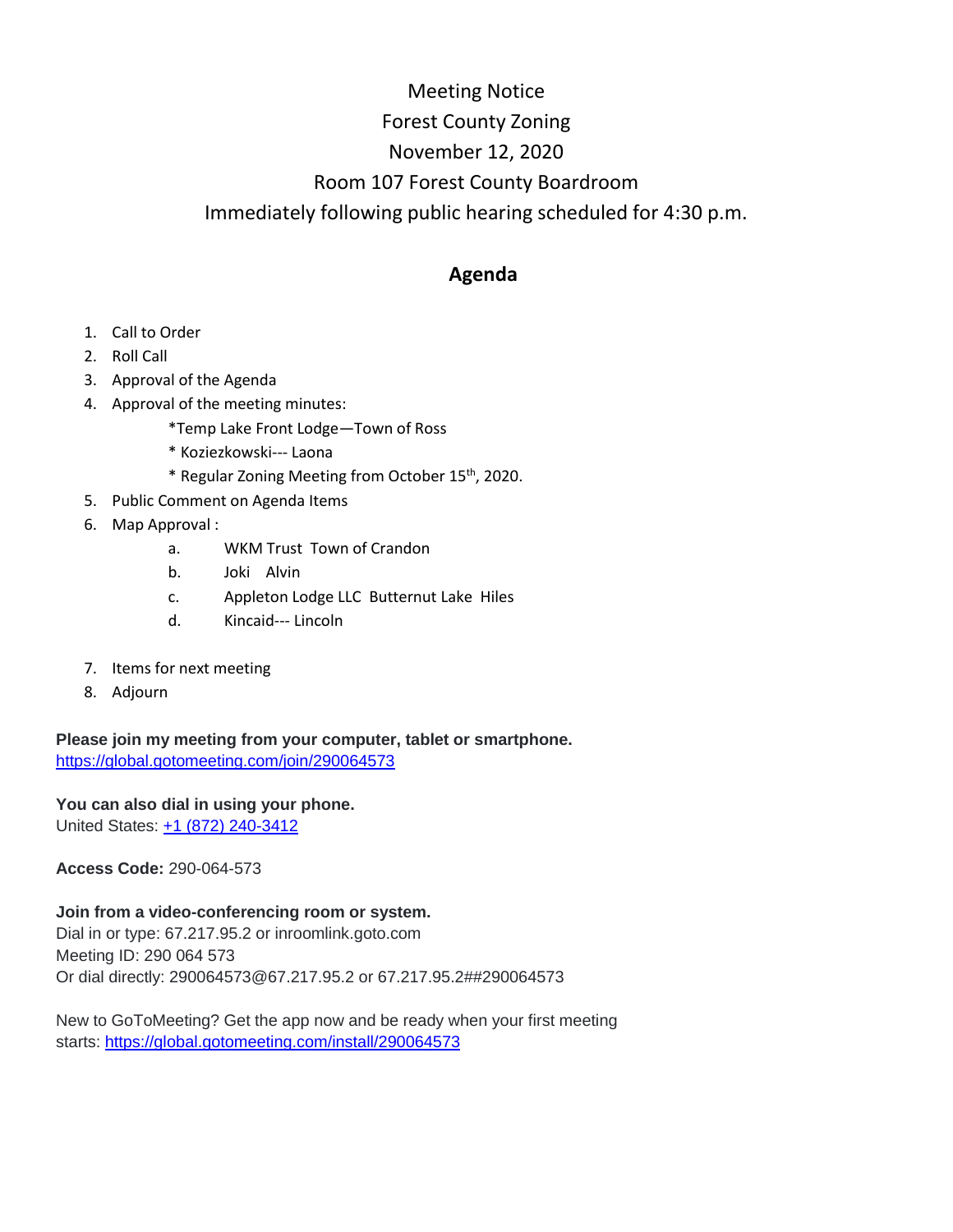# Meeting Notice

Forest County Zoning

November 12, 2020

Room 107 Forest County Boardroom

Immediately following public hearing scheduled for 4:30 p.m.

## Agenda

1. Call to Order
2. Roll Call
3. Approval of the Agenda
4. Approval of the meeting minutes:
   - *Temp Lake Front Lodge—Town of Ross
   - * Koziezkowski--- Laona
   - * Regular Zoning Meeting from October 15th, 2020.
5. Public Comment on Agenda Items
6. Map Approval :
   a. WKM Trust Town of Crandon
   b. Joki Alvin
   c. Appleton Lodge LLC Butternut Lake Hiles
   d. Kincaid--- Lincoln
7. Items for next meeting
8. Adjourn

**Please join my meeting from your computer, tablet or smartphone.**
https://global.gotomeeting.com/join/290064573

**You can also dial in using your phone.**
United States: +1 (872) 240-3412

**Access Code:** 290-064-573

**Join from a video-conferencing room or system.**
Dial in or type: 67.217.95.2 or inroomlink.goto.com
Meeting ID: 290 064 573
Or dial directly: 290064573@67.217.95.2 or 67.217.95.2##290064573

New to GoToMeeting? Get the app now and be ready when your first meeting starts: https://global.gotomeeting.com/install/290064573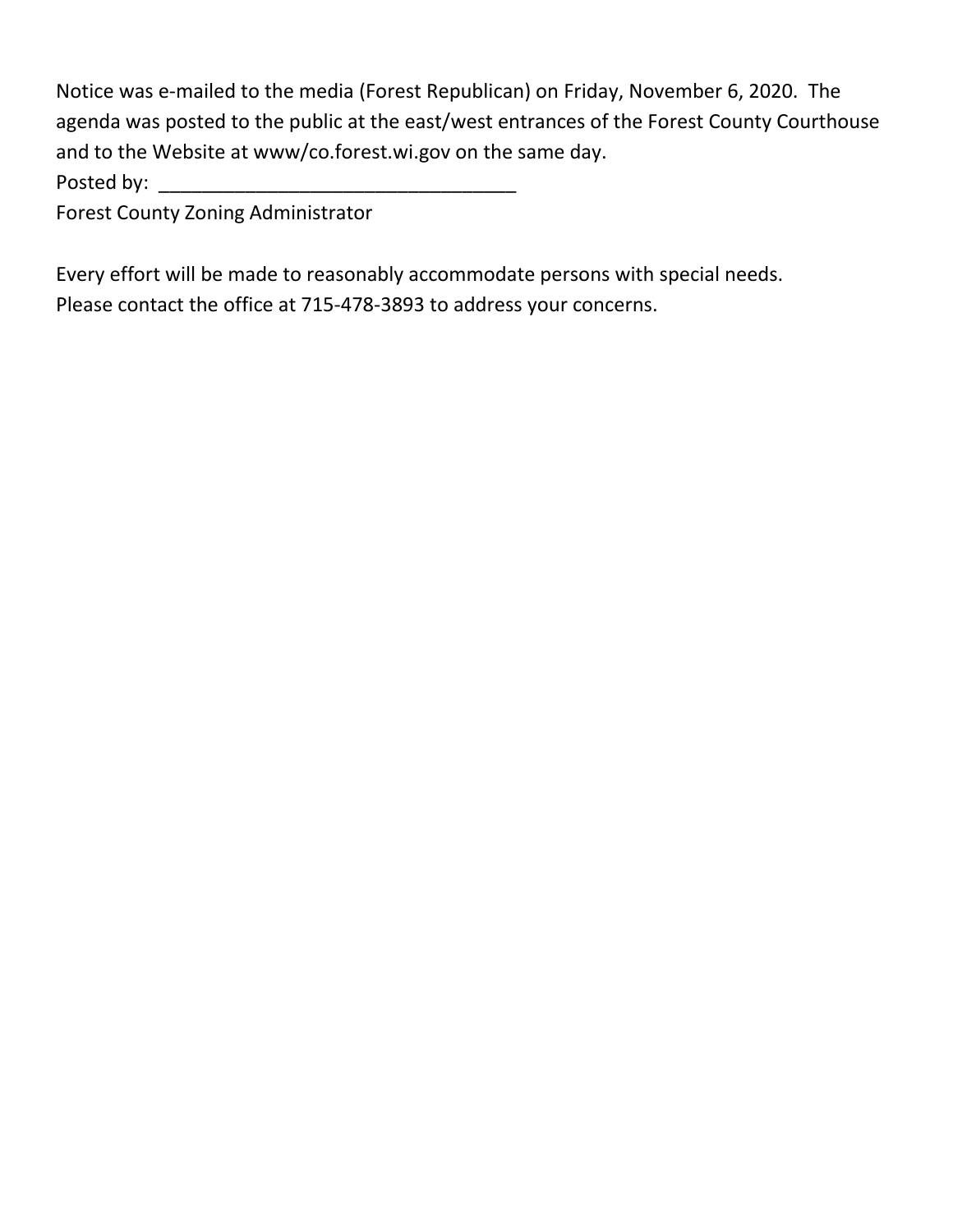Notice was e-mailed to the media (Forest Republican) on Friday, November 6, 2020. The agenda was posted to the public at the east/west entrances of the Forest County Courthouse and to the Website at www/co.forest.wi.gov on the same day.

Posted by: __________________________________

Forest County Zoning Administrator

Every effort will be made to reasonably accommodate persons with special needs.
Please contact the office at 715-478-3893 to address your concerns.